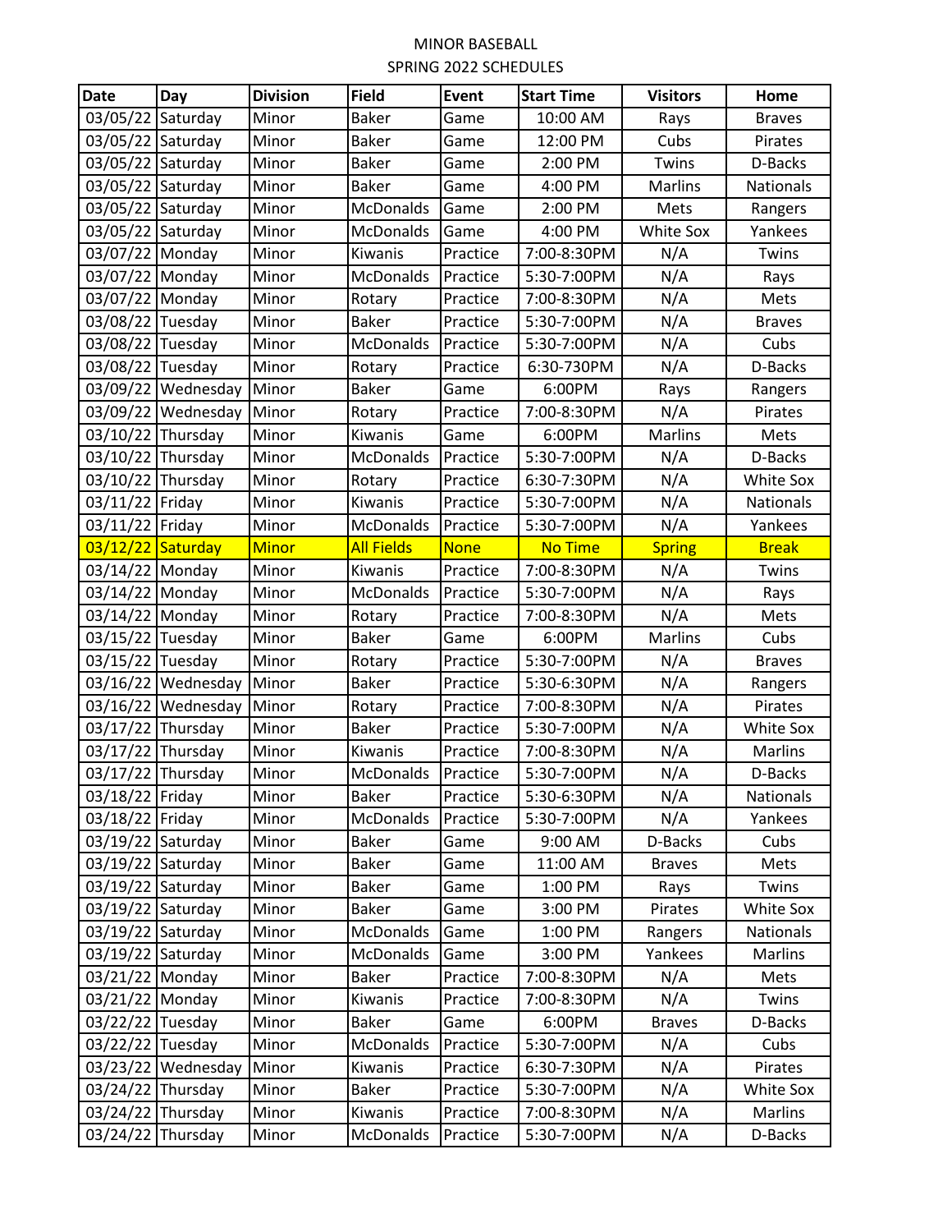# MINOR BASEBALL
## SPRING 2022 SCHEDULES

| Date | Day | Division | Field | Event | Start Time | Visitors | Home |
|---|---|---|---|---|---|---|---|
| 03/05/22 | Saturday | Minor | Baker | Game | 10:00 AM | Rays | Braves |
| 03/05/22 | Saturday | Minor | Baker | Game | 12:00 PM | Cubs | Pirates |
| 03/05/22 | Saturday | Minor | Baker | Game | 2:00 PM | Twins | D-Backs |
| 03/05/22 | Saturday | Minor | Baker | Game | 4:00 PM | Marlins | Nationals |
| 03/05/22 | Saturday | Minor | McDonalds | Game | 2:00 PM | Mets | Rangers |
| 03/05/22 | Saturday | Minor | McDonalds | Game | 4:00 PM | White Sox | Yankees |
| 03/07/22 | Monday | Minor | Kiwanis | Practice | 7:00-8:30PM | N/A | Twins |
| 03/07/22 | Monday | Minor | McDonalds | Practice | 5:30-7:00PM | N/A | Rays |
| 03/07/22 | Monday | Minor | Rotary | Practice | 7:00-8:30PM | N/A | Mets |
| 03/08/22 | Tuesday | Minor | Baker | Practice | 5:30-7:00PM | N/A | Braves |
| 03/08/22 | Tuesday | Minor | McDonalds | Practice | 5:30-7:00PM | N/A | Cubs |
| 03/08/22 | Tuesday | Minor | Rotary | Practice | 6:30-730PM | N/A | D-Backs |
| 03/09/22 | Wednesday | Minor | Baker | Game | 6:00PM | Rays | Rangers |
| 03/09/22 | Wednesday | Minor | Rotary | Practice | 7:00-8:30PM | N/A | Pirates |
| 03/10/22 | Thursday | Minor | Kiwanis | Game | 6:00PM | Marlins | Mets |
| 03/10/22 | Thursday | Minor | McDonalds | Practice | 5:30-7:00PM | N/A | D-Backs |
| 03/10/22 | Thursday | Minor | Rotary | Practice | 6:30-7:30PM | N/A | White Sox |
| 03/11/22 | Friday | Minor | Kiwanis | Practice | 5:30-7:00PM | N/A | Nationals |
| 03/11/22 | Friday | Minor | McDonalds | Practice | 5:30-7:00PM | N/A | Yankees |
| 03/12/22 | Saturday | Minor | All Fields | None | No Time | Spring | Break |
| 03/14/22 | Monday | Minor | Kiwanis | Practice | 7:00-8:30PM | N/A | Twins |
| 03/14/22 | Monday | Minor | McDonalds | Practice | 5:30-7:00PM | N/A | Rays |
| 03/14/22 | Monday | Minor | Rotary | Practice | 7:00-8:30PM | N/A | Mets |
| 03/15/22 | Tuesday | Minor | Baker | Game | 6:00PM | Marlins | Cubs |
| 03/15/22 | Tuesday | Minor | Rotary | Practice | 5:30-7:00PM | N/A | Braves |
| 03/16/22 | Wednesday | Minor | Baker | Practice | 5:30-6:30PM | N/A | Rangers |
| 03/16/22 | Wednesday | Minor | Rotary | Practice | 7:00-8:30PM | N/A | Pirates |
| 03/17/22 | Thursday | Minor | Baker | Practice | 5:30-7:00PM | N/A | White Sox |
| 03/17/22 | Thursday | Minor | Kiwanis | Practice | 7:00-8:30PM | N/A | Marlins |
| 03/17/22 | Thursday | Minor | McDonalds | Practice | 5:30-7:00PM | N/A | D-Backs |
| 03/18/22 | Friday | Minor | Baker | Practice | 5:30-6:30PM | N/A | Nationals |
| 03/18/22 | Friday | Minor | McDonalds | Practice | 5:30-7:00PM | N/A | Yankees |
| 03/19/22 | Saturday | Minor | Baker | Game | 9:00 AM | D-Backs | Cubs |
| 03/19/22 | Saturday | Minor | Baker | Game | 11:00 AM | Braves | Mets |
| 03/19/22 | Saturday | Minor | Baker | Game | 1:00 PM | Rays | Twins |
| 03/19/22 | Saturday | Minor | Baker | Game | 3:00 PM | Pirates | White Sox |
| 03/19/22 | Saturday | Minor | McDonalds | Game | 1:00 PM | Rangers | Nationals |
| 03/19/22 | Saturday | Minor | McDonalds | Game | 3:00 PM | Yankees | Marlins |
| 03/21/22 | Monday | Minor | Baker | Practice | 7:00-8:30PM | N/A | Mets |
| 03/21/22 | Monday | Minor | Kiwanis | Practice | 7:00-8:30PM | N/A | Twins |
| 03/22/22 | Tuesday | Minor | Baker | Game | 6:00PM | Braves | D-Backs |
| 03/22/22 | Tuesday | Minor | McDonalds | Practice | 5:30-7:00PM | N/A | Cubs |
| 03/23/22 | Wednesday | Minor | Kiwanis | Practice | 6:30-7:30PM | N/A | Pirates |
| 03/24/22 | Thursday | Minor | Baker | Practice | 5:30-7:00PM | N/A | White Sox |
| 03/24/22 | Thursday | Minor | Kiwanis | Practice | 7:00-8:30PM | N/A | Marlins |
| 03/24/22 | Thursday | Minor | McDonalds | Practice | 5:30-7:00PM | N/A | D-Backs |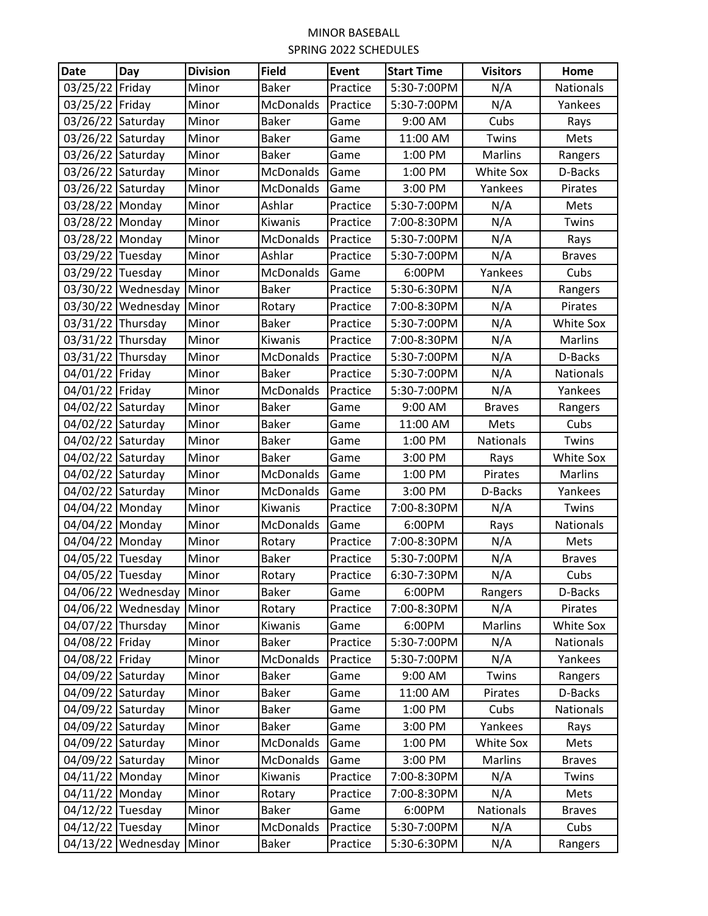MINOR BASEBALL

SPRING 2022 SCHEDULES

| Date | Day | Division | Field | Event | Start Time | Visitors | Home |
|---|---|---|---|---|---|---|---|
| 03/25/22 | Friday | Minor | Baker | Practice | 5:30-7:00PM | N/A | Nationals |
| 03/25/22 | Friday | Minor | McDonalds | Practice | 5:30-7:00PM | N/A | Yankees |
| 03/26/22 | Saturday | Minor | Baker | Game | 9:00 AM | Cubs | Rays |
| 03/26/22 | Saturday | Minor | Baker | Game | 11:00 AM | Twins | Mets |
| 03/26/22 | Saturday | Minor | Baker | Game | 1:00 PM | Marlins | Rangers |
| 03/26/22 | Saturday | Minor | McDonalds | Game | 1:00 PM | White Sox | D-Backs |
| 03/26/22 | Saturday | Minor | McDonalds | Game | 3:00 PM | Yankees | Pirates |
| 03/28/22 | Monday | Minor | Ashlar | Practice | 5:30-7:00PM | N/A | Mets |
| 03/28/22 | Monday | Minor | Kiwanis | Practice | 7:00-8:30PM | N/A | Twins |
| 03/28/22 | Monday | Minor | McDonalds | Practice | 5:30-7:00PM | N/A | Rays |
| 03/29/22 | Tuesday | Minor | Ashlar | Practice | 5:30-7:00PM | N/A | Braves |
| 03/29/22 | Tuesday | Minor | McDonalds | Game | 6:00PM | Yankees | Cubs |
| 03/30/22 | Wednesday | Minor | Baker | Practice | 5:30-6:30PM | N/A | Rangers |
| 03/30/22 | Wednesday | Minor | Rotary | Practice | 7:00-8:30PM | N/A | Pirates |
| 03/31/22 | Thursday | Minor | Baker | Practice | 5:30-7:00PM | N/A | White Sox |
| 03/31/22 | Thursday | Minor | Kiwanis | Practice | 7:00-8:30PM | N/A | Marlins |
| 03/31/22 | Thursday | Minor | McDonalds | Practice | 5:30-7:00PM | N/A | D-Backs |
| 04/01/22 | Friday | Minor | Baker | Practice | 5:30-7:00PM | N/A | Nationals |
| 04/01/22 | Friday | Minor | McDonalds | Practice | 5:30-7:00PM | N/A | Yankees |
| 04/02/22 | Saturday | Minor | Baker | Game | 9:00 AM | Braves | Rangers |
| 04/02/22 | Saturday | Minor | Baker | Game | 11:00 AM | Mets | Cubs |
| 04/02/22 | Saturday | Minor | Baker | Game | 1:00 PM | Nationals | Twins |
| 04/02/22 | Saturday | Minor | Baker | Game | 3:00 PM | Rays | White Sox |
| 04/02/22 | Saturday | Minor | McDonalds | Game | 1:00 PM | Pirates | Marlins |
| 04/02/22 | Saturday | Minor | McDonalds | Game | 3:00 PM | D-Backs | Yankees |
| 04/04/22 | Monday | Minor | Kiwanis | Practice | 7:00-8:30PM | N/A | Twins |
| 04/04/22 | Monday | Minor | McDonalds | Game | 6:00PM | Rays | Nationals |
| 04/04/22 | Monday | Minor | Rotary | Practice | 7:00-8:30PM | N/A | Mets |
| 04/05/22 | Tuesday | Minor | Baker | Practice | 5:30-7:00PM | N/A | Braves |
| 04/05/22 | Tuesday | Minor | Rotary | Practice | 6:30-7:30PM | N/A | Cubs |
| 04/06/22 | Wednesday | Minor | Baker | Game | 6:00PM | Rangers | D-Backs |
| 04/06/22 | Wednesday | Minor | Rotary | Practice | 7:00-8:30PM | N/A | Pirates |
| 04/07/22 | Thursday | Minor | Kiwanis | Game | 6:00PM | Marlins | White Sox |
| 04/08/22 | Friday | Minor | Baker | Practice | 5:30-7:00PM | N/A | Nationals |
| 04/08/22 | Friday | Minor | McDonalds | Practice | 5:30-7:00PM | N/A | Yankees |
| 04/09/22 | Saturday | Minor | Baker | Game | 9:00 AM | Twins | Rangers |
| 04/09/22 | Saturday | Minor | Baker | Game | 11:00 AM | Pirates | D-Backs |
| 04/09/22 | Saturday | Minor | Baker | Game | 1:00 PM | Cubs | Nationals |
| 04/09/22 | Saturday | Minor | Baker | Game | 3:00 PM | Yankees | Rays |
| 04/09/22 | Saturday | Minor | McDonalds | Game | 1:00 PM | White Sox | Mets |
| 04/09/22 | Saturday | Minor | McDonalds | Game | 3:00 PM | Marlins | Braves |
| 04/11/22 | Monday | Minor | Kiwanis | Practice | 7:00-8:30PM | N/A | Twins |
| 04/11/22 | Monday | Minor | Rotary | Practice | 7:00-8:30PM | N/A | Mets |
| 04/12/22 | Tuesday | Minor | Baker | Game | 6:00PM | Nationals | Braves |
| 04/12/22 | Tuesday | Minor | McDonalds | Practice | 5:30-7:00PM | N/A | Cubs |
| 04/13/22 | Wednesday | Minor | Baker | Practice | 5:30-6:30PM | N/A | Rangers |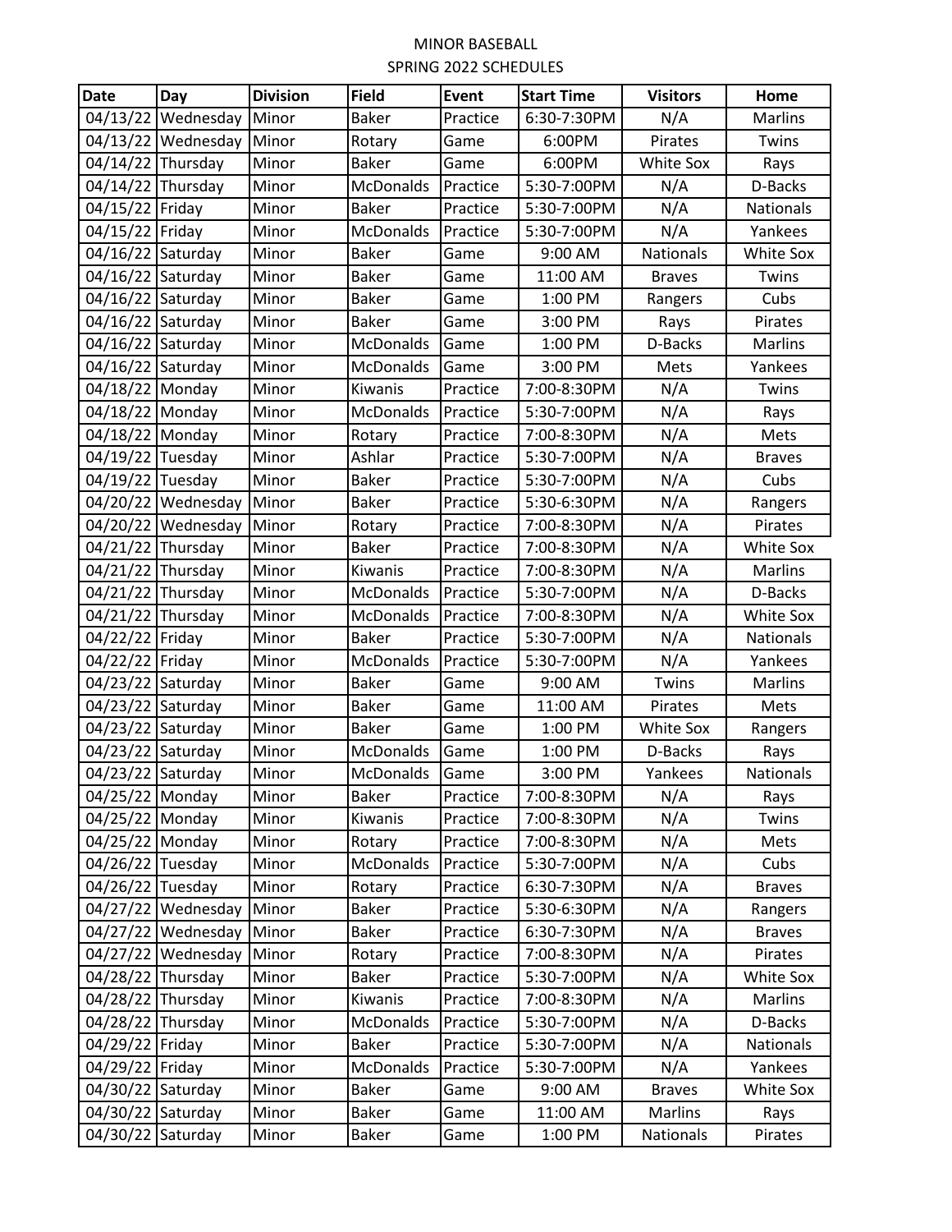MINOR BASEBALL
SPRING 2022 SCHEDULES

| Date | Day | Division | Field | Event | Start Time | Visitors | Home |
|---|---|---|---|---|---|---|---|
| 04/13/22 | Wednesday | Minor | Baker | Practice | 6:30-7:30PM | N/A | Marlins |
| 04/13/22 | Wednesday | Minor | Rotary | Game | 6:00PM | Pirates | Twins |
| 04/14/22 | Thursday | Minor | Baker | Game | 6:00PM | White Sox | Rays |
| 04/14/22 | Thursday | Minor | McDonalds | Practice | 5:30-7:00PM | N/A | D-Backs |
| 04/15/22 | Friday | Minor | Baker | Practice | 5:30-7:00PM | N/A | Nationals |
| 04/15/22 | Friday | Minor | McDonalds | Practice | 5:30-7:00PM | N/A | Yankees |
| 04/16/22 | Saturday | Minor | Baker | Game | 9:00 AM | Nationals | White Sox |
| 04/16/22 | Saturday | Minor | Baker | Game | 11:00 AM | Braves | Twins |
| 04/16/22 | Saturday | Minor | Baker | Game | 1:00 PM | Rangers | Cubs |
| 04/16/22 | Saturday | Minor | Baker | Game | 3:00 PM | Rays | Pirates |
| 04/16/22 | Saturday | Minor | McDonalds | Game | 1:00 PM | D-Backs | Marlins |
| 04/16/22 | Saturday | Minor | McDonalds | Game | 3:00 PM | Mets | Yankees |
| 04/18/22 | Monday | Minor | Kiwanis | Practice | 7:00-8:30PM | N/A | Twins |
| 04/18/22 | Monday | Minor | McDonalds | Practice | 5:30-7:00PM | N/A | Rays |
| 04/18/22 | Monday | Minor | Rotary | Practice | 7:00-8:30PM | N/A | Mets |
| 04/19/22 | Tuesday | Minor | Ashlar | Practice | 5:30-7:00PM | N/A | Braves |
| 04/19/22 | Tuesday | Minor | Baker | Practice | 5:30-7:00PM | N/A | Cubs |
| 04/20/22 | Wednesday | Minor | Baker | Practice | 5:30-6:30PM | N/A | Rangers |
| 04/20/22 | Wednesday | Minor | Rotary | Practice | 7:00-8:30PM | N/A | Pirates |
| 04/21/22 | Thursday | Minor | Baker | Practice | 7:00-8:30PM | N/A | White Sox |
| 04/21/22 | Thursday | Minor | Kiwanis | Practice | 7:00-8:30PM | N/A | Marlins |
| 04/21/22 | Thursday | Minor | McDonalds | Practice | 5:30-7:00PM | N/A | D-Backs |
| 04/21/22 | Thursday | Minor | McDonalds | Practice | 7:00-8:30PM | N/A | White Sox |
| 04/22/22 | Friday | Minor | Baker | Practice | 5:30-7:00PM | N/A | Nationals |
| 04/22/22 | Friday | Minor | McDonalds | Practice | 5:30-7:00PM | N/A | Yankees |
| 04/23/22 | Saturday | Minor | Baker | Game | 9:00 AM | Twins | Marlins |
| 04/23/22 | Saturday | Minor | Baker | Game | 11:00 AM | Pirates | Mets |
| 04/23/22 | Saturday | Minor | Baker | Game | 1:00 PM | White Sox | Rangers |
| 04/23/22 | Saturday | Minor | McDonalds | Game | 1:00 PM | D-Backs | Rays |
| 04/23/22 | Saturday | Minor | McDonalds | Game | 3:00 PM | Yankees | Nationals |
| 04/25/22 | Monday | Minor | Baker | Practice | 7:00-8:30PM | N/A | Rays |
| 04/25/22 | Monday | Minor | Kiwanis | Practice | 7:00-8:30PM | N/A | Twins |
| 04/25/22 | Monday | Minor | Rotary | Practice | 7:00-8:30PM | N/A | Mets |
| 04/26/22 | Tuesday | Minor | McDonalds | Practice | 5:30-7:00PM | N/A | Cubs |
| 04/26/22 | Tuesday | Minor | Rotary | Practice | 6:30-7:30PM | N/A | Braves |
| 04/27/22 | Wednesday | Minor | Baker | Practice | 5:30-6:30PM | N/A | Rangers |
| 04/27/22 | Wednesday | Minor | Baker | Practice | 6:30-7:30PM | N/A | Braves |
| 04/27/22 | Wednesday | Minor | Rotary | Practice | 7:00-8:30PM | N/A | Pirates |
| 04/28/22 | Thursday | Minor | Baker | Practice | 5:30-7:00PM | N/A | White Sox |
| 04/28/22 | Thursday | Minor | Kiwanis | Practice | 7:00-8:30PM | N/A | Marlins |
| 04/28/22 | Thursday | Minor | McDonalds | Practice | 5:30-7:00PM | N/A | D-Backs |
| 04/29/22 | Friday | Minor | Baker | Practice | 5:30-7:00PM | N/A | Nationals |
| 04/29/22 | Friday | Minor | McDonalds | Practice | 5:30-7:00PM | N/A | Yankees |
| 04/30/22 | Saturday | Minor | Baker | Game | 9:00 AM | Braves | White Sox |
| 04/30/22 | Saturday | Minor | Baker | Game | 11:00 AM | Marlins | Rays |
| 04/30/22 | Saturday | Minor | Baker | Game | 1:00 PM | Nationals | Pirates |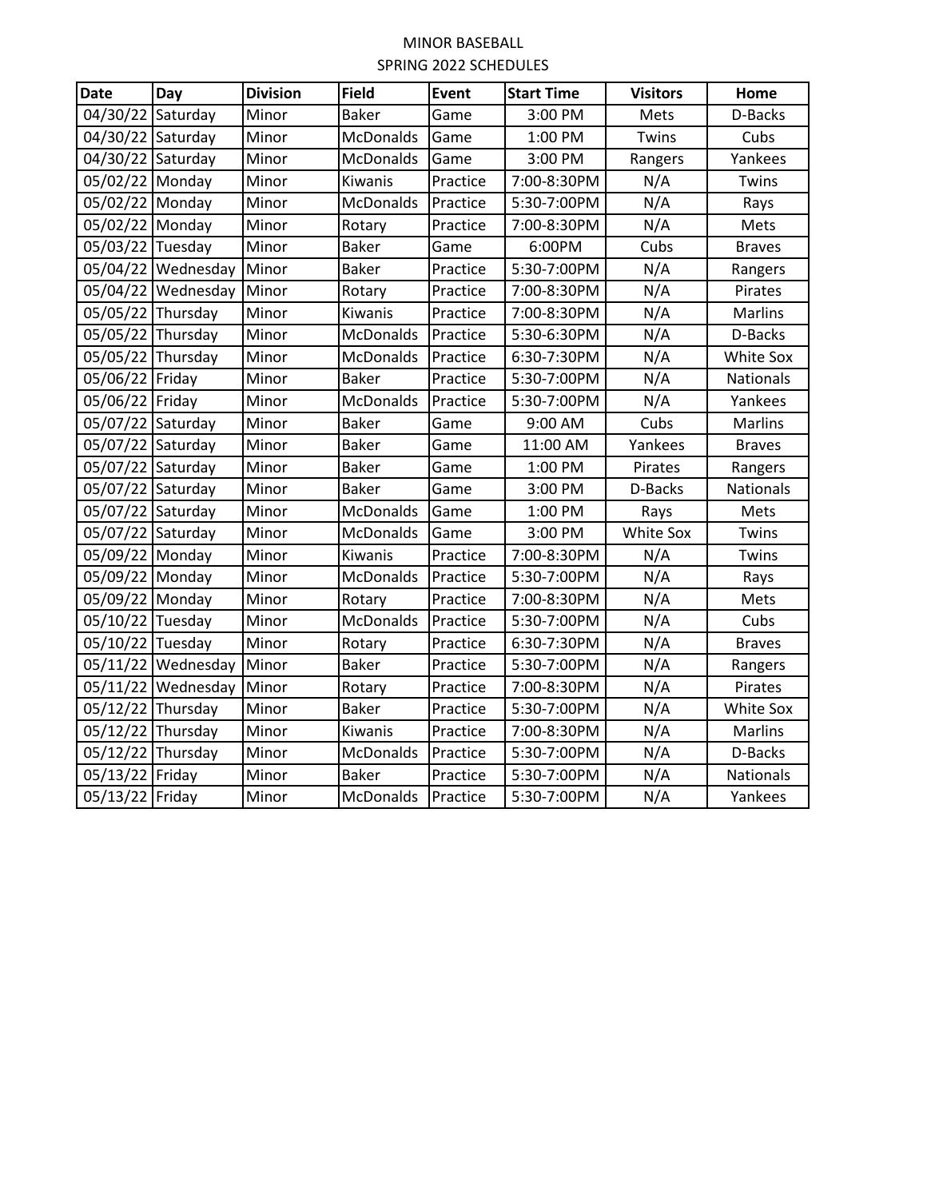MINOR BASEBALL

SPRING 2022 SCHEDULES

| Date | Day | Division | Field | Event | Start Time | Visitors | Home |
|---|---|---|---|---|---|---|---|
| 04/30/22 | Saturday | Minor | Baker | Game | 3:00 PM | Mets | D-Backs |
| 04/30/22 | Saturday | Minor | McDonalds | Game | 1:00 PM | Twins | Cubs |
| 04/30/22 | Saturday | Minor | McDonalds | Game | 3:00 PM | Rangers | Yankees |
| 05/02/22 | Monday | Minor | Kiwanis | Practice | 7:00-8:30PM | N/A | Twins |
| 05/02/22 | Monday | Minor | McDonalds | Practice | 5:30-7:00PM | N/A | Rays |
| 05/02/22 | Monday | Minor | Rotary | Practice | 7:00-8:30PM | N/A | Mets |
| 05/03/22 | Tuesday | Minor | Baker | Game | 6:00PM | Cubs | Braves |
| 05/04/22 | Wednesday | Minor | Baker | Practice | 5:30-7:00PM | N/A | Rangers |
| 05/04/22 | Wednesday | Minor | Rotary | Practice | 7:00-8:30PM | N/A | Pirates |
| 05/05/22 | Thursday | Minor | Kiwanis | Practice | 7:00-8:30PM | N/A | Marlins |
| 05/05/22 | Thursday | Minor | McDonalds | Practice | 5:30-6:30PM | N/A | D-Backs |
| 05/05/22 | Thursday | Minor | McDonalds | Practice | 6:30-7:30PM | N/A | White Sox |
| 05/06/22 | Friday | Minor | Baker | Practice | 5:30-7:00PM | N/A | Nationals |
| 05/06/22 | Friday | Minor | McDonalds | Practice | 5:30-7:00PM | N/A | Yankees |
| 05/07/22 | Saturday | Minor | Baker | Game | 9:00 AM | Cubs | Marlins |
| 05/07/22 | Saturday | Minor | Baker | Game | 11:00 AM | Yankees | Braves |
| 05/07/22 | Saturday | Minor | Baker | Game | 1:00 PM | Pirates | Rangers |
| 05/07/22 | Saturday | Minor | Baker | Game | 3:00 PM | D-Backs | Nationals |
| 05/07/22 | Saturday | Minor | McDonalds | Game | 1:00 PM | Rays | Mets |
| 05/07/22 | Saturday | Minor | McDonalds | Game | 3:00 PM | White Sox | Twins |
| 05/09/22 | Monday | Minor | Kiwanis | Practice | 7:00-8:30PM | N/A | Twins |
| 05/09/22 | Monday | Minor | McDonalds | Practice | 5:30-7:00PM | N/A | Rays |
| 05/09/22 | Monday | Minor | Rotary | Practice | 7:00-8:30PM | N/A | Mets |
| 05/10/22 | Tuesday | Minor | McDonalds | Practice | 5:30-7:00PM | N/A | Cubs |
| 05/10/22 | Tuesday | Minor | Rotary | Practice | 6:30-7:30PM | N/A | Braves |
| 05/11/22 | Wednesday | Minor | Baker | Practice | 5:30-7:00PM | N/A | Rangers |
| 05/11/22 | Wednesday | Minor | Rotary | Practice | 7:00-8:30PM | N/A | Pirates |
| 05/12/22 | Thursday | Minor | Baker | Practice | 5:30-7:00PM | N/A | White Sox |
| 05/12/22 | Thursday | Minor | Kiwanis | Practice | 7:00-8:30PM | N/A | Marlins |
| 05/12/22 | Thursday | Minor | McDonalds | Practice | 5:30-7:00PM | N/A | D-Backs |
| 05/13/22 | Friday | Minor | Baker | Practice | 5:30-7:00PM | N/A | Nationals |
| 05/13/22 | Friday | Minor | McDonalds | Practice | 5:30-7:00PM | N/A | Yankees |